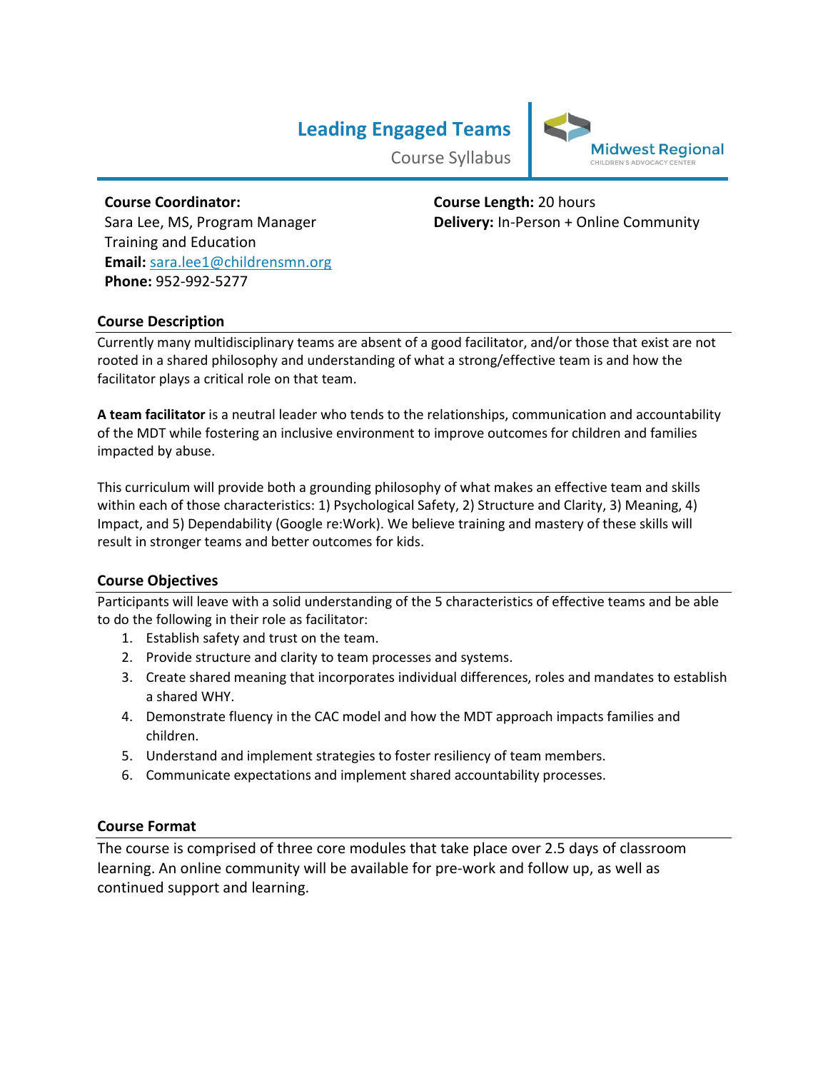# Leading Engaged Teams

Course Syllabus

Midwest Regional
CHILDREN'S ADVOCACY CENTER

**Course Coordinator:**
Sara Lee, MS, Program Manager
Training and Education
**Email:** sara.lee1@childrensmn.org
**Phone:** 952-992-5277

**Course Length:** 20 hours
**Delivery:** In-Person + Online Community

## Course Description

Currently many multidisciplinary teams are absent of a good facilitator, and/or those that exist are not rooted in a shared philosophy and understanding of what a strong/effective team is and how the facilitator plays a critical role on that team.

**A team facilitator** is a neutral leader who tends to the relationships, communication and accountability of the MDT while fostering an inclusive environment to improve outcomes for children and families impacted by abuse.

This curriculum will provide both a grounding philosophy of what makes an effective team and skills within each of those characteristics: 1) Psychological Safety, 2) Structure and Clarity, 3) Meaning, 4) Impact, and 5) Dependability (Google re:Work). We believe training and mastery of these skills will result in stronger teams and better outcomes for kids.

## Course Objectives

Participants will leave with a solid understanding of the 5 characteristics of effective teams and be able to do the following in their role as facilitator:

1. Establish safety and trust on the team.
2. Provide structure and clarity to team processes and systems.
3. Create shared meaning that incorporates individual differences, roles and mandates to establish a shared WHY.
4. Demonstrate fluency in the CAC model and how the MDT approach impacts families and children.
5. Understand and implement strategies to foster resiliency of team members.
6. Communicate expectations and implement shared accountability processes.

## Course Format

The course is comprised of three core modules that take place over 2.5 days of classroom learning. An online community will be available for pre-work and follow up, as well as continued support and learning.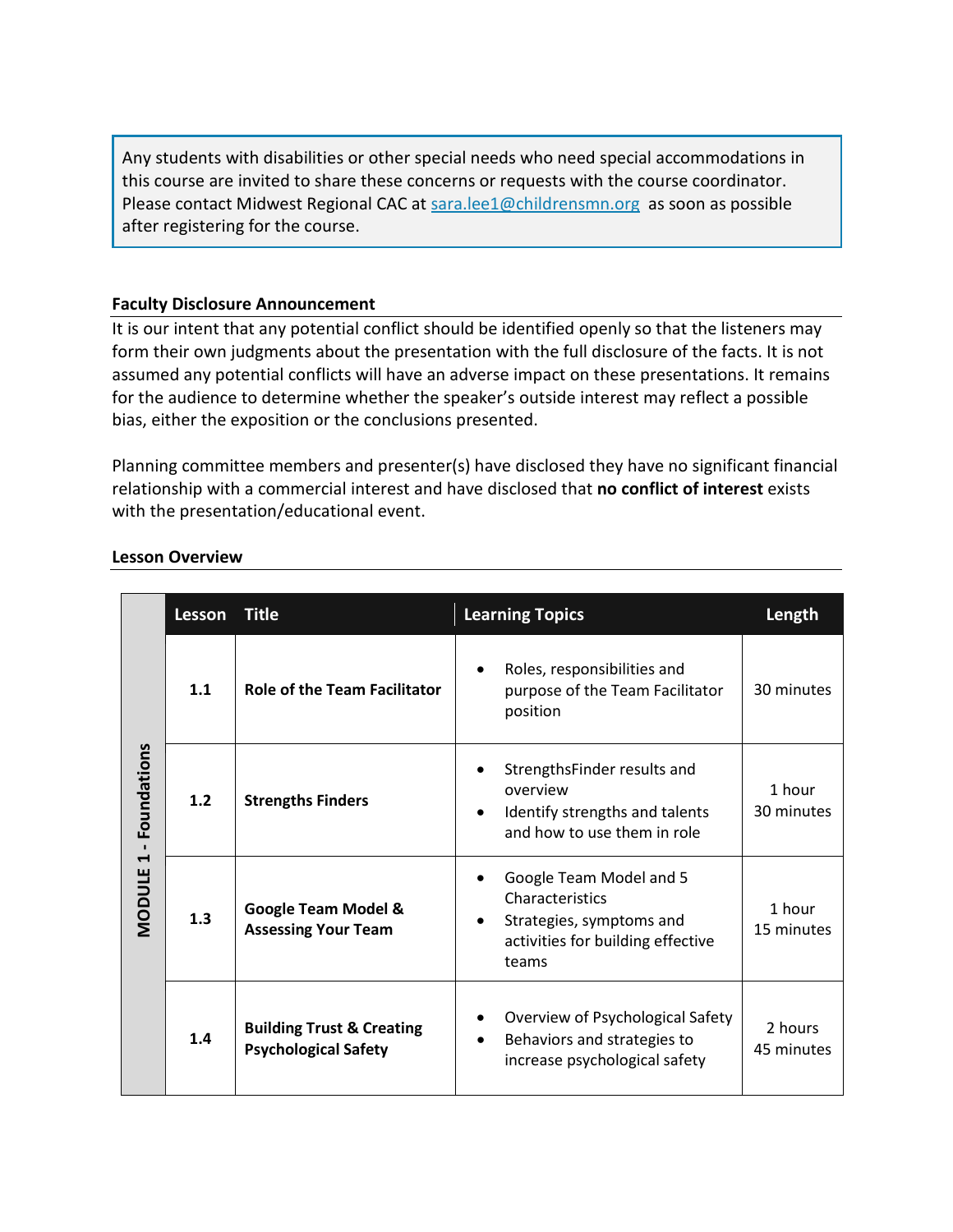> Any students with disabilities or other special needs who need special accommodations in this course are invited to share these concerns or requests with the course coordinator. Please contact Midwest Regional CAC at [sara.lee1@childrensmn.org](mailto:sara.lee1@childrensmn.org) as soon as possible after registering for the course.

## Faculty Disclosure Announcement

It is our intent that any potential conflict should be identified openly so that the listeners may form their own judgments about the presentation with the full disclosure of the facts. It is not assumed any potential conflicts will have an adverse impact on these presentations. It remains for the audience to determine whether the speaker's outside interest may reflect a possible bias, either the exposition or the conclusions presented.

Planning committee members and presenter(s) have disclosed they have no significant financial relationship with a commercial interest and have disclosed that **no conflict of interest** exists with the presentation/educational event.

## Lesson Overview

| Module | Lesson | Title | Learning Topics | Length |
|---|---|---|---|---|
| MODULE 1 - Foundations | 1.1 | **Role of the Team Facilitator** | • Roles, responsibilities and purpose of the Team Facilitator position | 30 minutes |
| | 1.2 | **Strengths Finders** | • StrengthsFinder results and overview<br>• Identify strengths and talents and how to use them in role | 1 hour 30 minutes |
| | 1.3 | **Google Team Model & Assessing Your Team** | • Google Team Model and 5 Characteristics<br>• Strategies, symptoms and activities for building effective teams | 1 hour 15 minutes |
| | 1.4 | **Building Trust & Creating Psychological Safety** | • Overview of Psychological Safety<br>• Behaviors and strategies to increase psychological safety | 2 hours 45 minutes |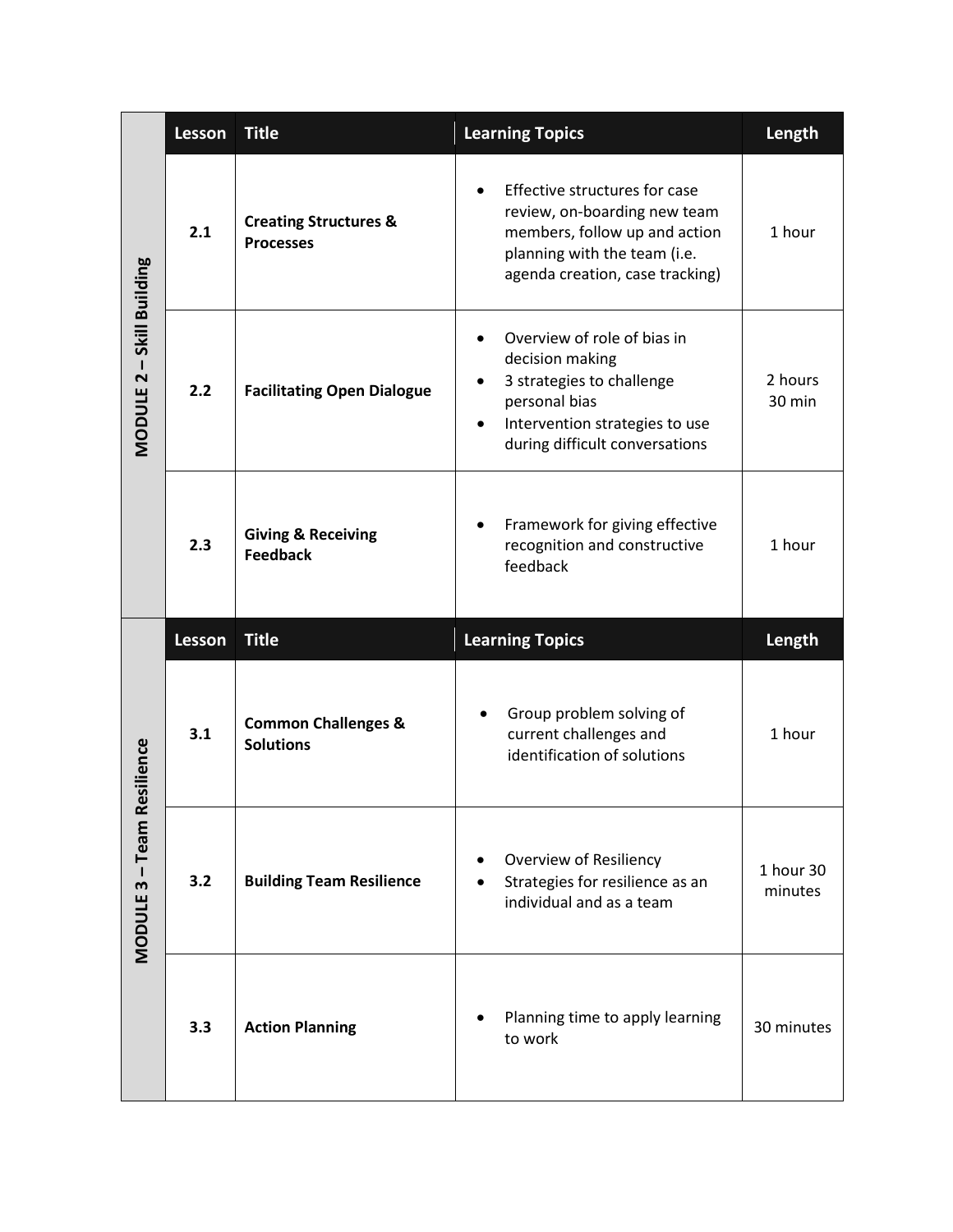| MODULE 2 – Skill Building | Lesson | Title | Learning Topics | Length |
|---|---|---|---|---|
| | 2.1 | **Creating Structures & Processes** | • Effective structures for case review, on-boarding new team members, follow up and action planning with the team (i.e. agenda creation, case tracking) | 1 hour |
| | 2.2 | **Facilitating Open Dialogue** | • Overview of role of bias in decision making<br>• 3 strategies to challenge personal bias<br>• Intervention strategies to use during difficult conversations | 2 hours 30 min |
| | 2.3 | **Giving & Receiving Feedback** | • Framework for giving effective recognition and constructive feedback | 1 hour |

| MODULE 3 – Team Resilience | Lesson | Title | Learning Topics | Length |
|---|---|---|---|---|
| | 3.1 | **Common Challenges & Solutions** | • Group problem solving of current challenges and identification of solutions | 1 hour |
| | 3.2 | **Building Team Resilience** | • Overview of Resiliency<br>• Strategies for resilience as an individual and as a team | 1 hour 30 minutes |
| | 3.3 | **Action Planning** | • Planning time to apply learning to work | 30 minutes |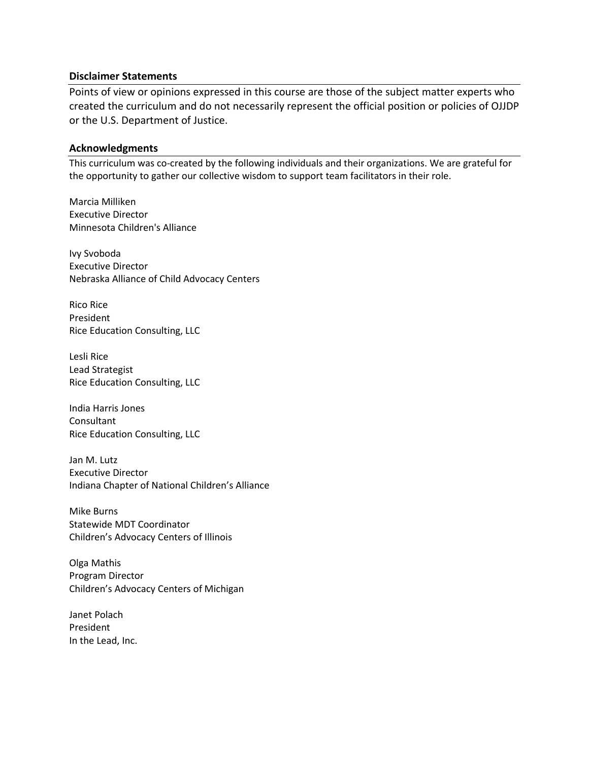## Disclaimer Statements

Points of view or opinions expressed in this course are those of the subject matter experts who created the curriculum and do not necessarily represent the official position or policies of OJJDP or the U.S. Department of Justice.

## Acknowledgments

This curriculum was co-created by the following individuals and their organizations. We are grateful for the opportunity to gather our collective wisdom to support team facilitators in their role.

Marcia Milliken
Executive Director
Minnesota Children's Alliance

Ivy Svoboda
Executive Director
Nebraska Alliance of Child Advocacy Centers

Rico Rice
President
Rice Education Consulting, LLC

Lesli Rice
Lead Strategist
Rice Education Consulting, LLC

India Harris Jones
Consultant
Rice Education Consulting, LLC

Jan M. Lutz
Executive Director
Indiana Chapter of National Children's Alliance

Mike Burns
Statewide MDT Coordinator
Children's Advocacy Centers of Illinois

Olga Mathis
Program Director
Children's Advocacy Centers of Michigan

Janet Polach
President
In the Lead, Inc.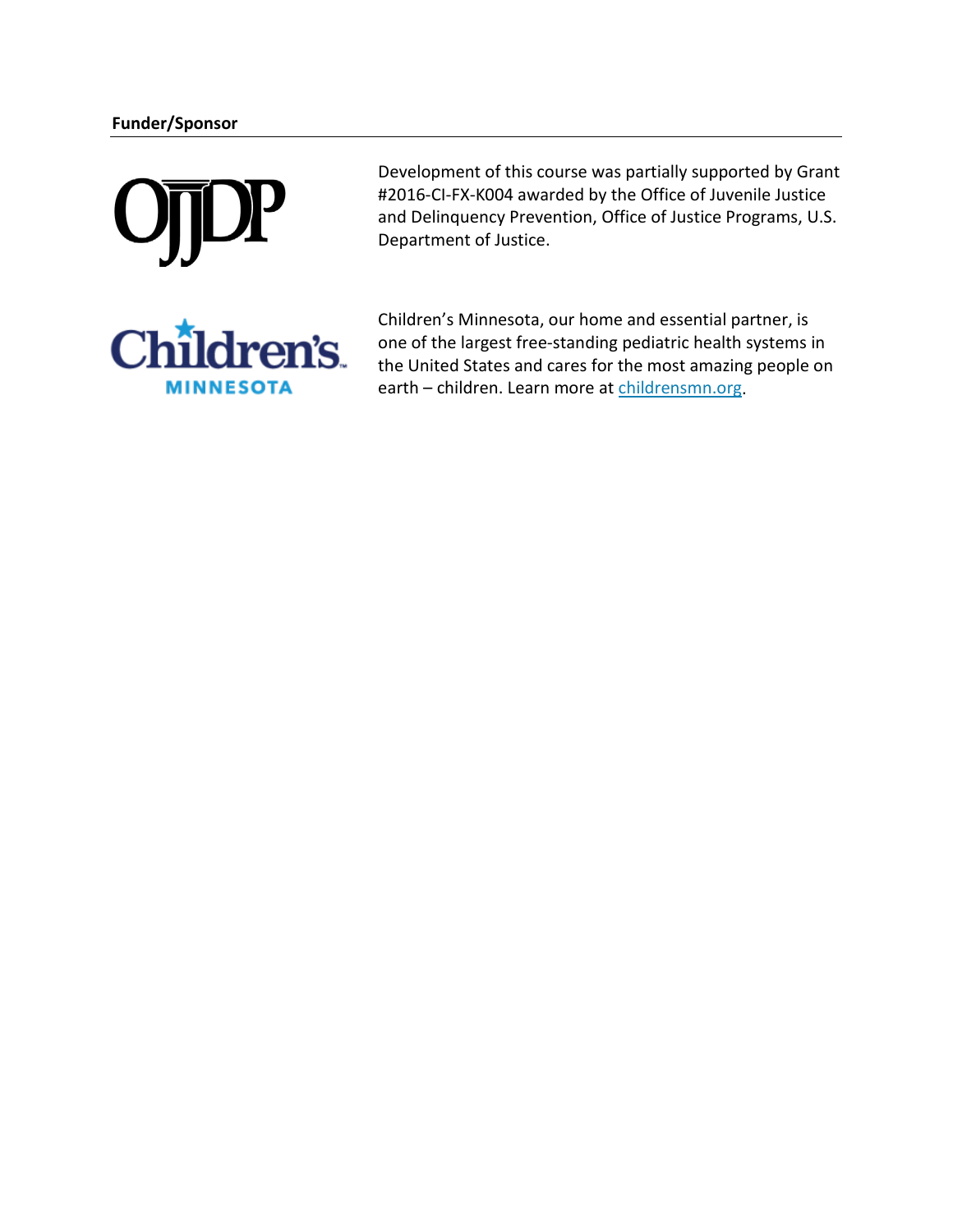**Funder/Sponsor**

Development of this course was partially supported by Grant #2016-CI-FX-K004 awarded by the Office of Juvenile Justice and Delinquency Prevention, Office of Justice Programs, U.S. Department of Justice.

Children's Minnesota, our home and essential partner, is one of the largest free-standing pediatric health systems in the United States and cares for the most amazing people on earth – children. Learn more at childrensmn.org.